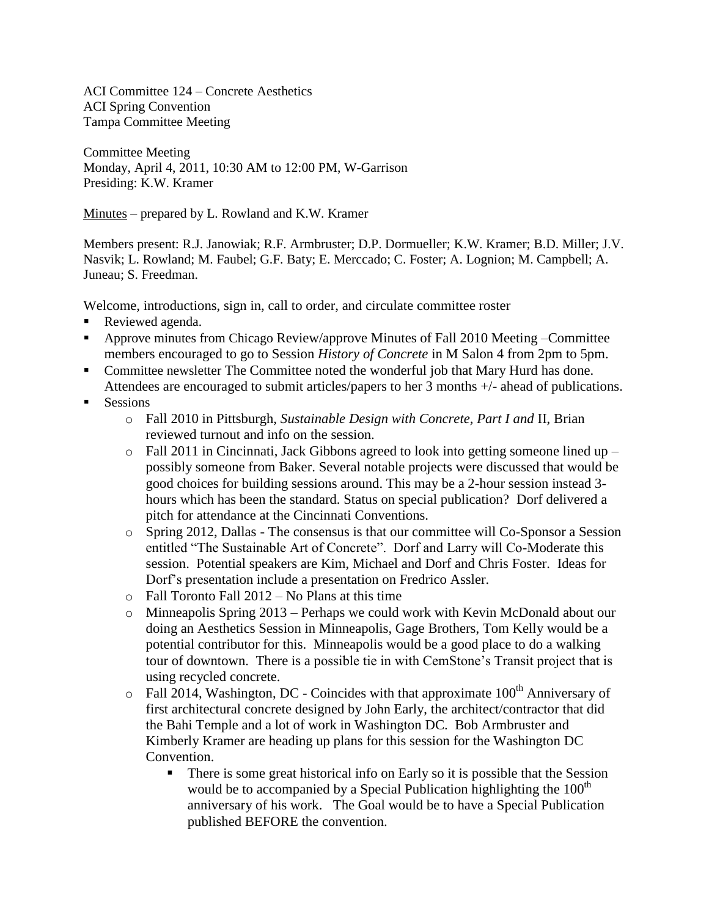ACI Committee 124 – Concrete Aesthetics
ACI Spring Convention
Tampa Committee Meeting

Committee Meeting
Monday, April 4, 2011, 10:30 AM to 12:00 PM, W-Garrison
Presiding: K.W. Kramer

Minutes – prepared by L. Rowland and K.W. Kramer

Members present: R.J. Janowiak; R.F. Armbruster; D.P. Dormueller; K.W. Kramer; B.D. Miller; J.V. Nasvik; L. Rowland; M. Faubel; G.F. Baty; E. Merccado; C. Foster; A. Lognion; M. Campbell; A. Juneau; S. Freedman.

Welcome, introductions, sign in, call to order, and circulate committee roster

- Reviewed agenda.
- Approve minutes from Chicago Review/approve Minutes of Fall 2010 Meeting –Committee members encouraged to go to Session *History of Concrete* in M Salon 4 from 2pm to 5pm.
- Committee newsletter The Committee noted the wonderful job that Mary Hurd has done. Attendees are encouraged to submit articles/papers to her 3 months +/- ahead of publications.
- Sessions
  - Fall 2010 in Pittsburgh, *Sustainable Design with Concrete, Part I and* II, Brian reviewed turnout and info on the session.
  - Fall 2011 in Cincinnati, Jack Gibbons agreed to look into getting someone lined up – possibly someone from Baker. Several notable projects were discussed that would be good choices for building sessions around. This may be a 2-hour session instead 3-hours which has been the standard. Status on special publication? Dorf delivered a pitch for attendance at the Cincinnati Conventions.
  - Spring 2012, Dallas - The consensus is that our committee will Co-Sponsor a Session entitled "The Sustainable Art of Concrete". Dorf and Larry will Co-Moderate this session. Potential speakers are Kim, Michael and Dorf and Chris Foster. Ideas for Dorf's presentation include a presentation on Fredrico Assler.
  - Fall Toronto Fall 2012 – No Plans at this time
  - Minneapolis Spring 2013 – Perhaps we could work with Kevin McDonald about our doing an Aesthetics Session in Minneapolis, Gage Brothers, Tom Kelly would be a potential contributor for this. Minneapolis would be a good place to do a walking tour of downtown. There is a possible tie in with CemStone's Transit project that is using recycled concrete.
  - Fall 2014, Washington, DC - Coincides with that approximate 100th Anniversary of first architectural concrete designed by John Early, the architect/contractor that did the Bahi Temple and a lot of work in Washington DC. Bob Armbruster and Kimberly Kramer are heading up plans for this session for the Washington DC Convention.
    - There is some great historical info on Early so it is possible that the Session would be to accompanied by a Special Publication highlighting the 100th anniversary of his work. The Goal would be to have a Special Publication published BEFORE the convention.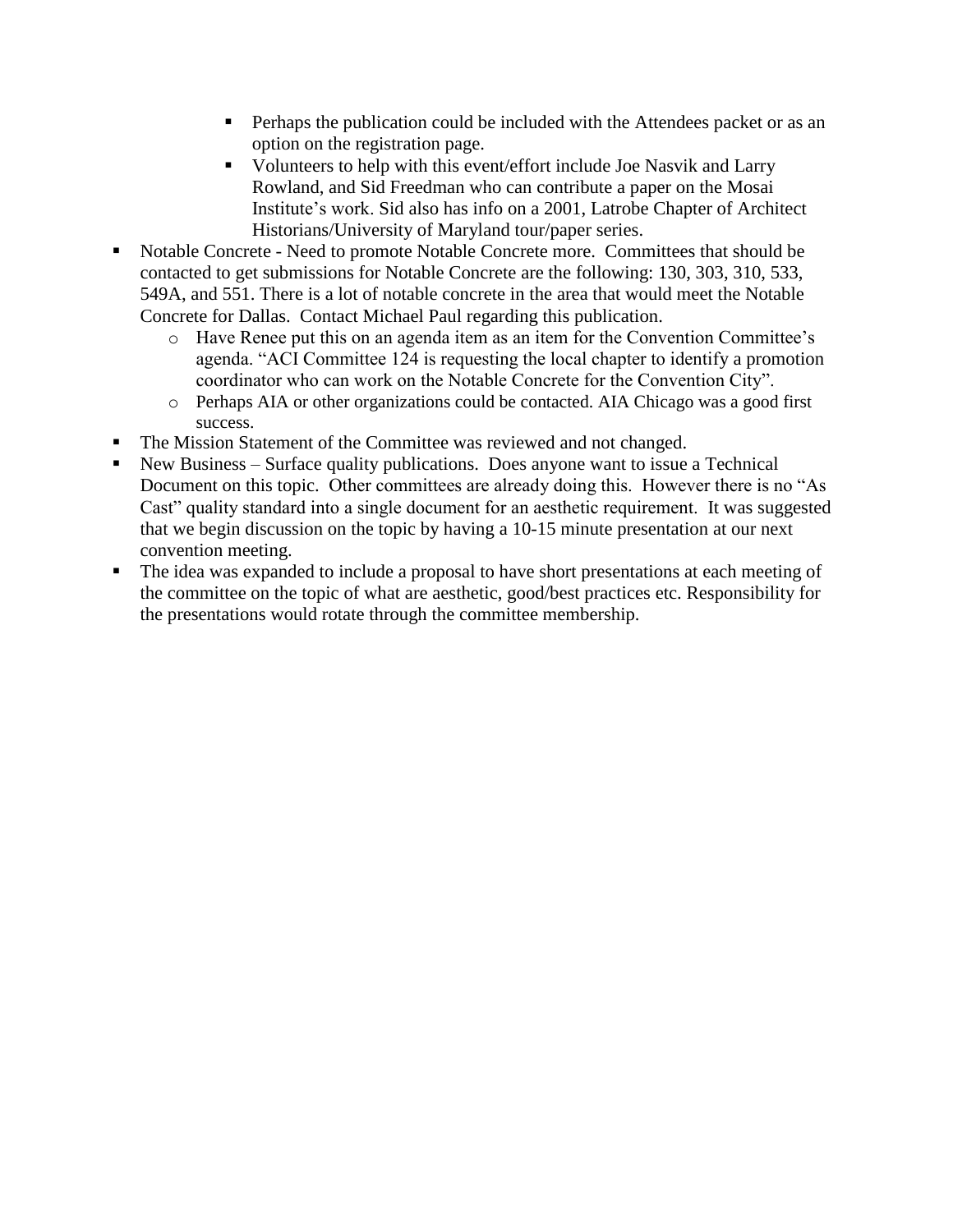- Perhaps the publication could be included with the Attendees packet or as an option on the registration page.
    - Volunteers to help with this event/effort include Joe Nasvik and Larry Rowland, and Sid Freedman who can contribute a paper on the Mosai Institute's work. Sid also has info on a 2001, Latrobe Chapter of Architect Historians/University of Maryland tour/paper series.
- Notable Concrete - Need to promote Notable Concrete more. Committees that should be contacted to get submissions for Notable Concrete are the following: 130, 303, 310, 533, 549A, and 551. There is a lot of notable concrete in the area that would meet the Notable Concrete for Dallas. Contact Michael Paul regarding this publication.
  - Have Renee put this on an agenda item as an item for the Convention Committee's agenda. "ACI Committee 124 is requesting the local chapter to identify a promotion coordinator who can work on the Notable Concrete for the Convention City".
  - Perhaps AIA or other organizations could be contacted. AIA Chicago was a good first success.
- The Mission Statement of the Committee was reviewed and not changed.
- New Business – Surface quality publications. Does anyone want to issue a Technical Document on this topic. Other committees are already doing this. However there is no "As Cast" quality standard into a single document for an aesthetic requirement. It was suggested that we begin discussion on the topic by having a 10-15 minute presentation at our next convention meeting.
- The idea was expanded to include a proposal to have short presentations at each meeting of the committee on the topic of what are aesthetic, good/best practices etc. Responsibility for the presentations would rotate through the committee membership.